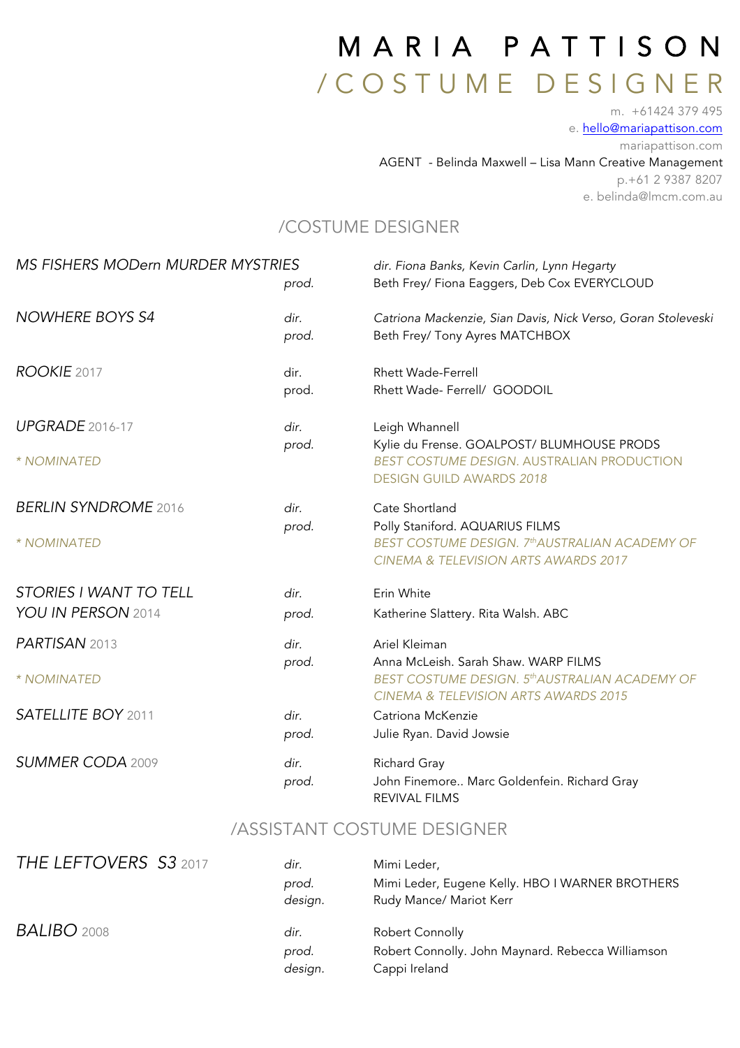# MARIA PATTISON
## /COSTUME DESIGNER

m. +61424 379 495
e. hello@mariapattison.com
mariapattison.com
AGENT - Belinda Maxwell – Lisa Mann Creative Management
p.+61 2 9387 8207
e. belinda@lmcm.com.au

## /COSTUME DESIGNER

| | | |
|---|---|---|
| *MS FISHERS MODern MURDER MYSTRIES* | | *dir. Fiona Banks, Kevin Carlin, Lynn Hegarty* |
| | *prod.* | Beth Frey/ Fiona Eaggers, Deb Cox EVERYCLOUD |
| *NOWHERE BOYS S4* | *dir.* | *Catriona Mackenzie, Sian Davis, Nick Verso, Goran Stoleveski* |
| | *prod.* | Beth Frey/ Tony Ayres MATCHBOX |
| *ROOKIE* 2017 | dir. | Rhett Wade-Ferrell |
| | prod. | Rhett Wade- Ferrell/ GOODOIL |
| *UPGRADE* 2016-17 | *dir.* | Leigh Whannell |
| | *prod.* | Kylie du Frense. GOALPOST/ BLUMHOUSE PRODS |
| *\* NOMINATED* | | *BEST COSTUME DESIGN.* AUSTRALIAN PRODUCTION DESIGN GUILD AWARDS *2018* |
| *BERLIN SYNDROME* 2016 | *dir.* | Cate Shortland |
| | *prod.* | Polly Staniford. AQUARIUS FILMS |
| *\* NOMINATED* | | *BEST COSTUME DESIGN. 7th AUSTRALIAN ACADEMY OF CINEMA & TELEVISION ARTS AWARDS 2017* |
| *STORIES I WANT TO TELL YOU IN PERSON* 2014 | *dir.* | Erin White |
| | *prod.* | Katherine Slattery. Rita Walsh. ABC |
| *PARTISAN* 2013 | *dir.* | Ariel Kleiman |
| | *prod.* | Anna McLeish. Sarah Shaw. WARP FILMS |
| *\* NOMINATED* | | *BEST COSTUME DESIGN. 5th AUSTRALIAN ACADEMY OF CINEMA & TELEVISION ARTS AWARDS 2015* |
| *SATELLITE BOY* 2011 | *dir.* | Catriona McKenzie |
| | *prod.* | Julie Ryan. David Jowsie |
| *SUMMER CODA* 2009 | *dir.* | Richard Gray |
| | *prod.* | John Finemore.. Marc Goldenfein. Richard Gray REVIVAL FILMS |

## /ASSISTANT COSTUME DESIGNER

| | | |
|---|---|---|
| *THE LEFTOVERS S3* 2017 | *dir.* | Mimi Leder, |
| | *prod.* | Mimi Leder, Eugene Kelly. HBO I WARNER BROTHERS |
| | *design.* | Rudy Mance/ Mariot Kerr |
| *BALIBO* 2008 | *dir.* | Robert Connolly |
| | *prod.* | Robert Connolly. John Maynard. Rebecca Williamson |
| | *design.* | Cappi Ireland |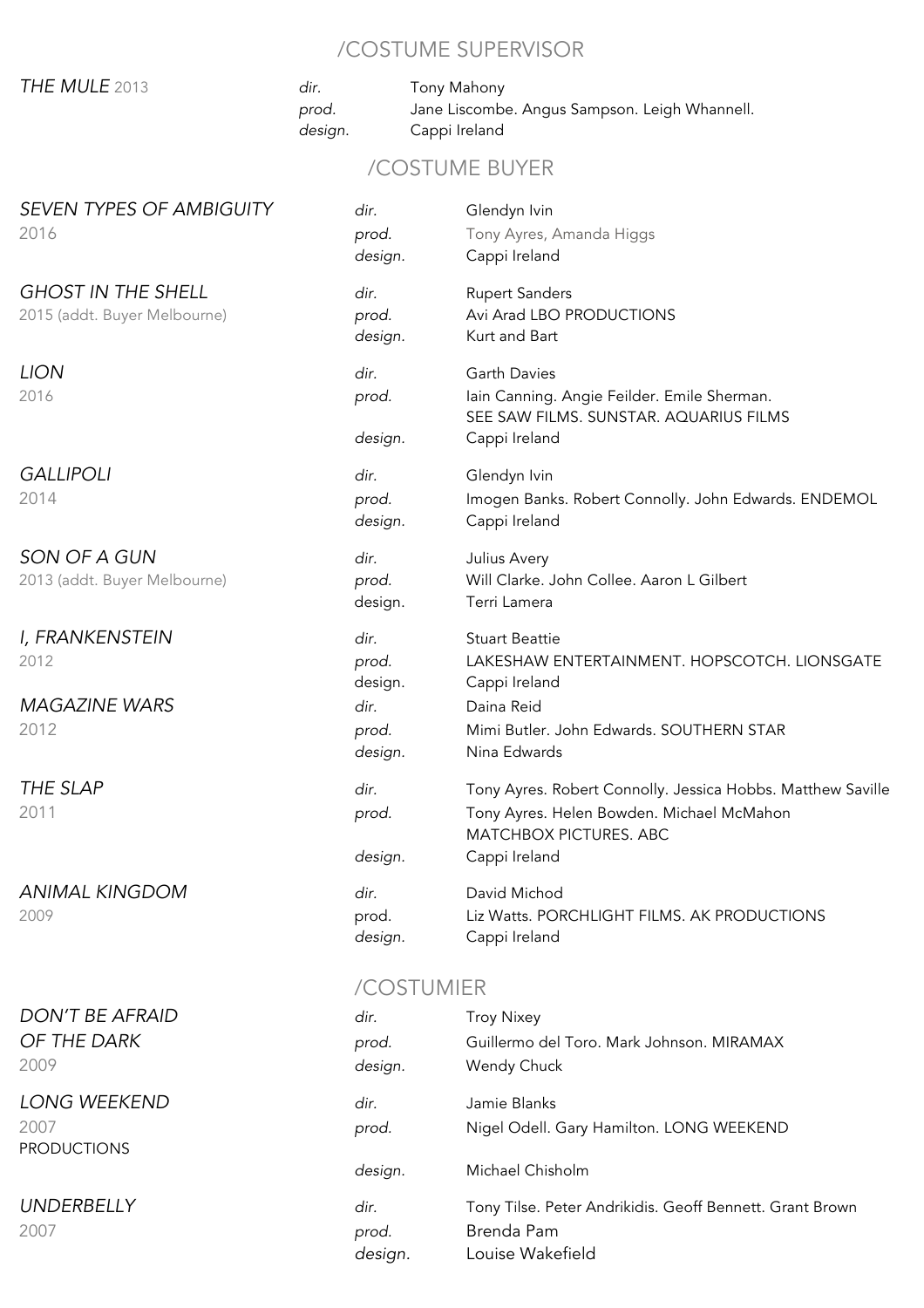## /COSTUME SUPERVISOR

| | | |
|---|---|---|
| *THE MULE* 2013 | *dir.* | Tony Mahony |
| | *prod.* | Jane Liscombe. Angus Sampson. Leigh Whannell. |
| | *design.* | Cappi Ireland |

## /COSTUME BUYER

| | | |
|---|---|---|
| *SEVEN TYPES OF AMBIGUITY* | *dir.* | Glendyn Ivin |
| 2016 | *prod.* | Tony Ayres, Amanda Higgs |
| | *design.* | Cappi Ireland |
| *GHOST IN THE SHELL* | *dir.* | Rupert Sanders |
| 2015 (addt. Buyer Melbourne) | *prod.* | Avi Arad LBO PRODUCTIONS |
| | *design.* | Kurt and Bart |
| *LION* | *dir.* | Garth Davies |
| 2016 | *prod.* | Iain Canning. Angie Feilder. Emile Sherman. SEE SAW FILMS. SUNSTAR. AQUARIUS FILMS |
| | *design.* | Cappi Ireland |
| *GALLIPOLI* | *dir.* | Glendyn Ivin |
| 2014 | *prod.* | Imogen Banks. Robert Connolly. John Edwards. ENDEMOL |
| | *design.* | Cappi Ireland |
| *SON OF A GUN* | *dir.* | Julius Avery |
| 2013 (addt. Buyer Melbourne) | *prod.* | Will Clarke. John Collee. Aaron L Gilbert |
| | design. | Terri Lamera |
| *I, FRANKENSTEIN* | *dir.* | Stuart Beattie |
| 2012 | *prod.* | LAKESHAW ENTERTAINMENT. HOPSCOTCH. LIONSGATE |
| | design. | Cappi Ireland |
| *MAGAZINE WARS* | *dir.* | Daina Reid |
| 2012 | *prod.* | Mimi Butler. John Edwards. SOUTHERN STAR |
| | *design.* | Nina Edwards |
| *THE SLAP* | *dir.* | Tony Ayres. Robert Connolly. Jessica Hobbs. Matthew Saville |
| 2011 | *prod.* | Tony Ayres. Helen Bowden. Michael McMahon MATCHBOX PICTURES. ABC |
| | *design.* | Cappi Ireland |
| *ANIMAL KINGDOM* | *dir.* | David Michod |
| 2009 | prod. | Liz Watts. PORCHLIGHT FILMS. AK PRODUCTIONS |
| | *design.* | Cappi Ireland |

## /COSTUMIER

| | | |
|---|---|---|
| *DON'T BE AFRAID OF THE DARK* | *dir.* | Troy Nixey |
| 2009 | *prod.* | Guillermo del Toro. Mark Johnson. MIRAMAX |
| | *design.* | Wendy Chuck |
| *LONG WEEKEND* | *dir.* | Jamie Blanks |
| 2007 | *prod.* | Nigel Odell. Gary Hamilton. LONG WEEKEND PRODUCTIONS |
| | *design.* | Michael Chisholm |
| *UNDERBELLY* | *dir.* | Tony Tilse. Peter Andrikidis. Geoff Bennett. Grant Brown |
| 2007 | *prod.* | Brenda Pam |
| | *design.* | Louise Wakefield |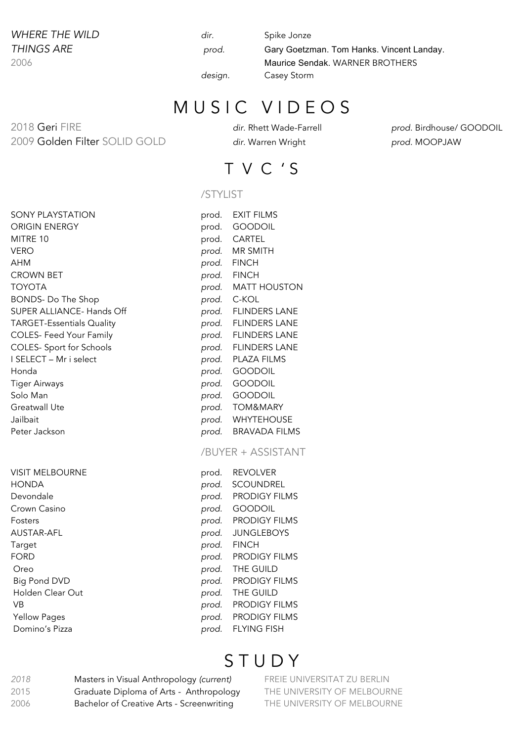| | | |
|---|---|---|
| *WHERE THE WILD THINGS ARE* | *dir.* | Spike Jonze |
| 2006 | *prod.* | Gary Goetzman. Tom Hanks. Vincent Landay. Maurice Sendak. WARNER BROTHERS |
| | *design.* | Casey Storm |

# MUSIC VIDEOS

| | | |
|---|---|---|
| 2018 Geri FIRE | *dir.* Rhett Wade-Farrell | *prod.* Birdhouse/ GOODOIL |
| 2009 Golden Filter SOLID GOLD | *dir.* Warren Wright | *prod.* MOOPJAW |

# TVC'S

## /STYLIST

| | |
|---|---|
| SONY PLAYSTATION | prod. EXIT FILMS |
| ORIGIN ENERGY | prod. GOODOIL |
| MITRE 10 | prod. CARTEL |
| VERO | *prod.* MR SMITH |
| AHM | *prod.* FINCH |
| CROWN BET | *prod.* FINCH |
| TOYOTA | *prod.* MATT HOUSTON |
| BONDS- Do The Shop | *prod.* C-KOL |
| SUPER ALLIANCE- Hands Off | *prod.* FLINDERS LANE |
| TARGET-Essentials Quality | *prod.* FLINDERS LANE |
| COLES- Feed Your Family | *prod.* FLINDERS LANE |
| COLES- Sport for Schools | *prod.* FLINDERS LANE |
| I SELECT – Mr i select | *prod.* PLAZA FILMS |
| Honda | *prod.* GOODOIL |
| Tiger Airways | *prod.* GOODOIL |
| Solo Man | *prod.* GOODOIL |
| Greatwall Ute | *prod.* TOM&MARY |
| Jailbait | *prod.* WHYTEHOUSE |
| Peter Jackson | *prod.* BRAVADA FILMS |

## /BUYER + ASSISTANT

| | |
|---|---|
| VISIT MELBOURNE | prod. REVOLVER |
| HONDA | *prod.* SCOUNDREL |
| Devondale | *prod.* PRODIGY FILMS |
| Crown Casino | *prod.* GOODOIL |
| Fosters | *prod.* PRODIGY FILMS |
| AUSTAR-AFL | *prod.* JUNGLEBOYS |
| Target | *prod.* FINCH |
| FORD | *prod.* PRODIGY FILMS |
| Oreo | *prod.* THE GUILD |
| Big Pond DVD | *prod.* PRODIGY FILMS |
| Holden Clear Out | *prod.* THE GUILD |
| VB | *prod.* PRODIGY FILMS |
| Yellow Pages | *prod.* PRODIGY FILMS |
| Domino's Pizza | *prod.* FLYING FISH |

# STUDY

| | | |
|---|---|---|
| *2018* | Masters in Visual Anthropology *(current)* | FREIE UNIVERSITAT ZU BERLIN |
| 2015 | Graduate Diploma of Arts - Anthropology | THE UNIVERSITY OF MELBOURNE |
| 2006 | Bachelor of Creative Arts - Screenwriting | THE UNIVERSITY OF MELBOURNE |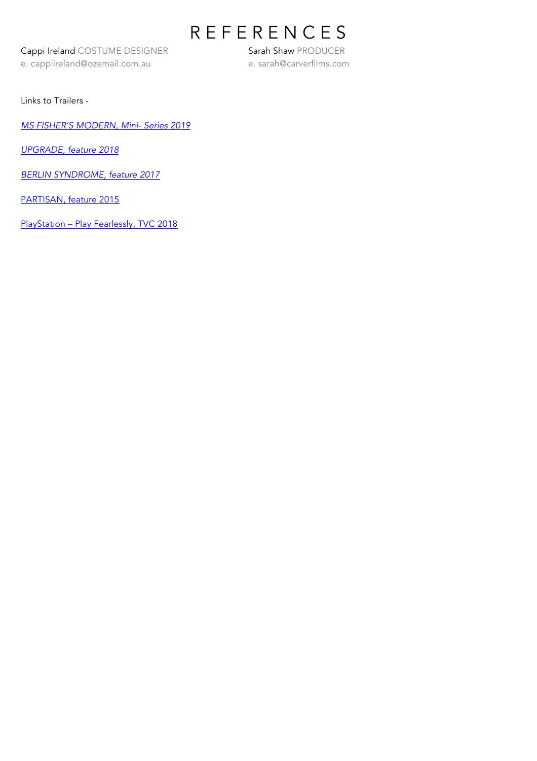# REFERENCES

Cappi Ireland COSTUME DESIGNER
e. cappiireland@ozemail.com.au

Sarah Shaw PRODUCER
e. sarah@carverfilms.com

Links to Trailers -

*MS FISHER'S MODERN, Mini- Series 2019*

*UPGRADE, feature 2018*

*BERLIN SYNDROME, feature 2017*

PARTISAN, feature 2015

PlayStation – Play Fearlessly, TVC 2018